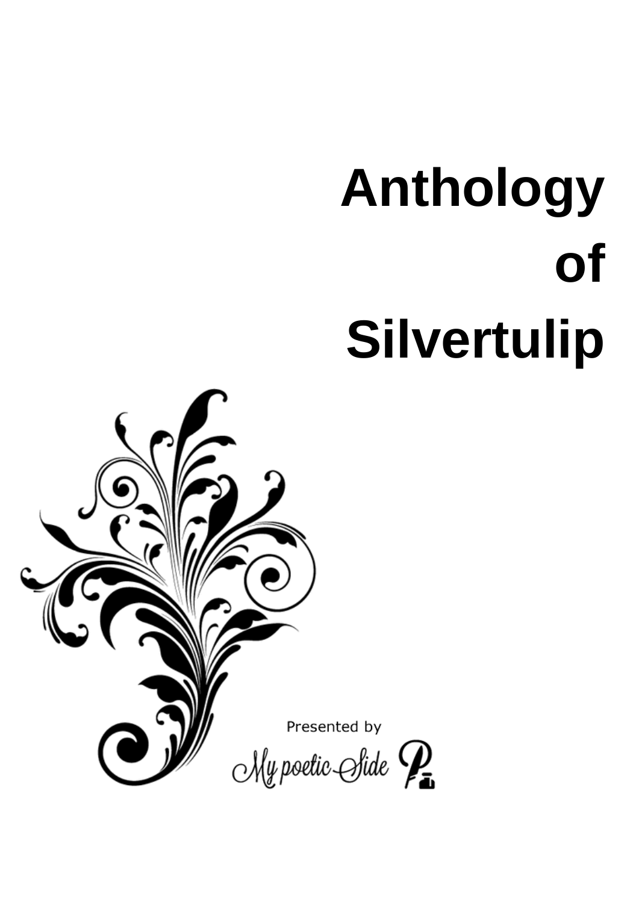# Anthology of Silvertulip

Presented by

My poetic Side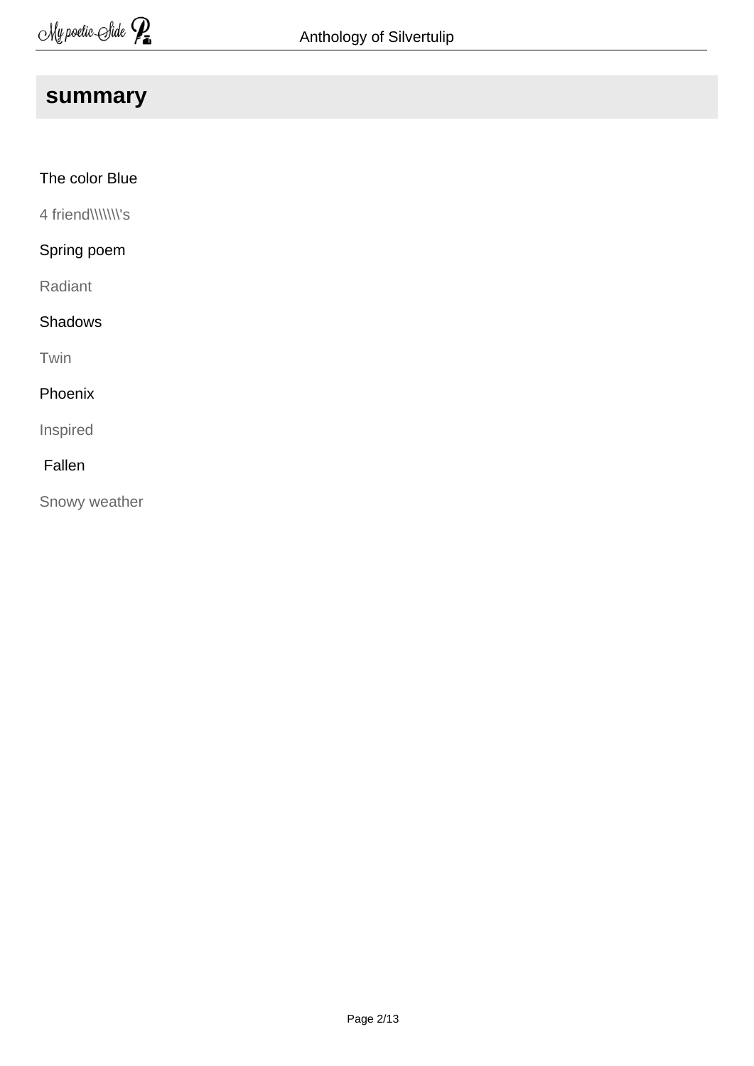## summary

The color Blue

4 friend\\\\\\\'s

Spring poem

Radiant

Shadows

Twin

Phoenix

Inspired

Fallen

Snowy weather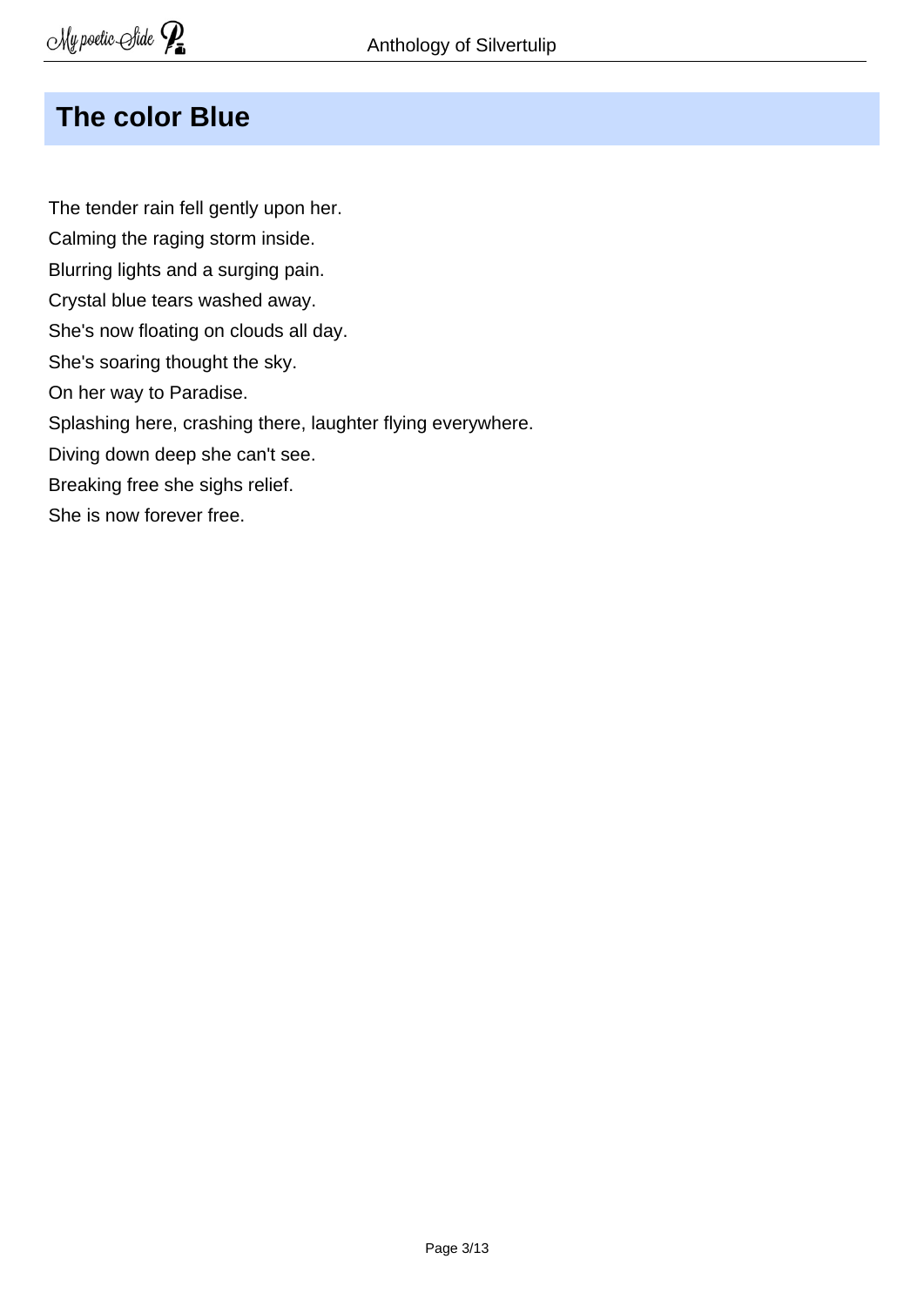## The color Blue

The tender rain fell gently upon her.  
Calming the raging storm inside.  
Blurring lights and a surging pain.  
Crystal blue tears washed away.  
She's now floating on clouds all day.  
She's soaring thought the sky.  
On her way to Paradise.  
Splashing here, crashing there, laughter flying everywhere.  
Diving down deep she can't see.  
Breaking free she sighs relief.  
She is now forever free.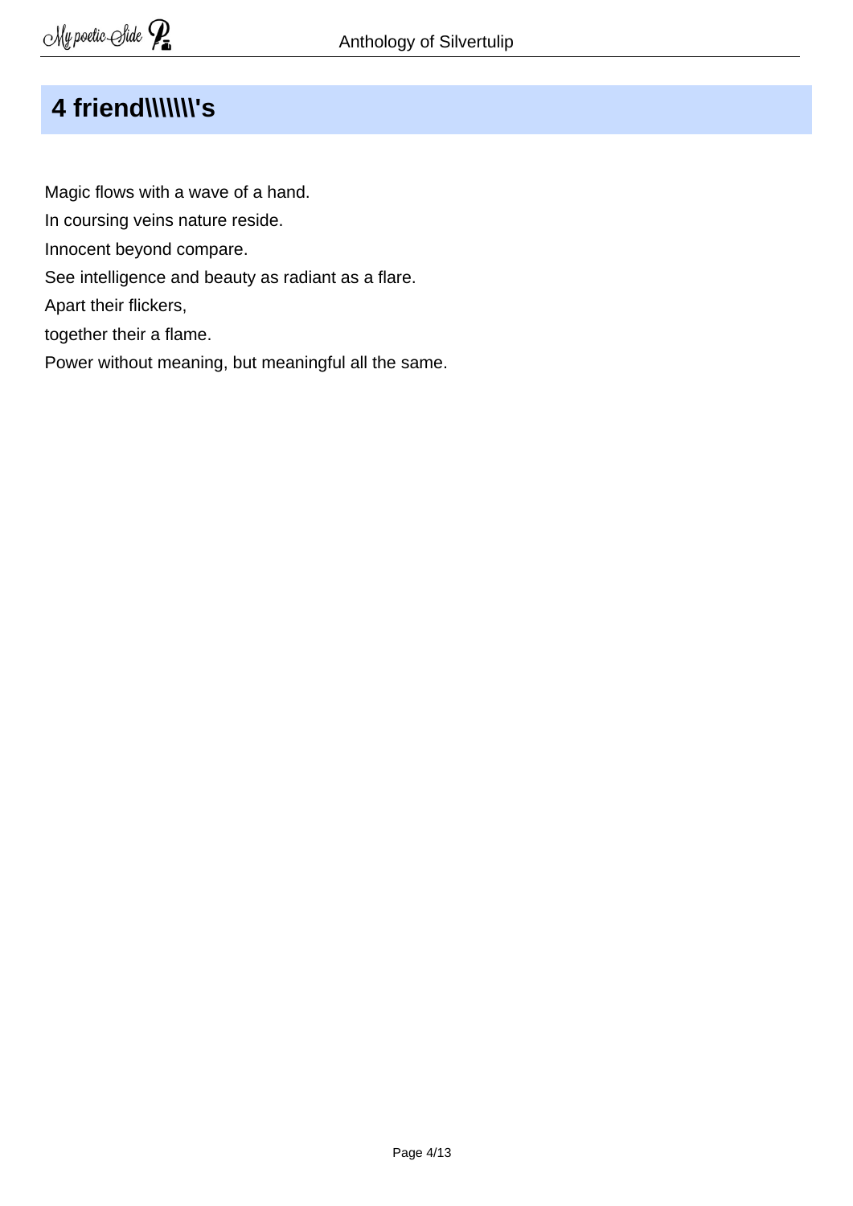## 4 friend\\\\\\\'s

Magic flows with a wave of a hand.

In coursing veins nature reside.

Innocent beyond compare.

See intelligence and beauty as radiant as a flare.

Apart their flickers,

together their a flame.

Power without meaning, but meaningful all the same.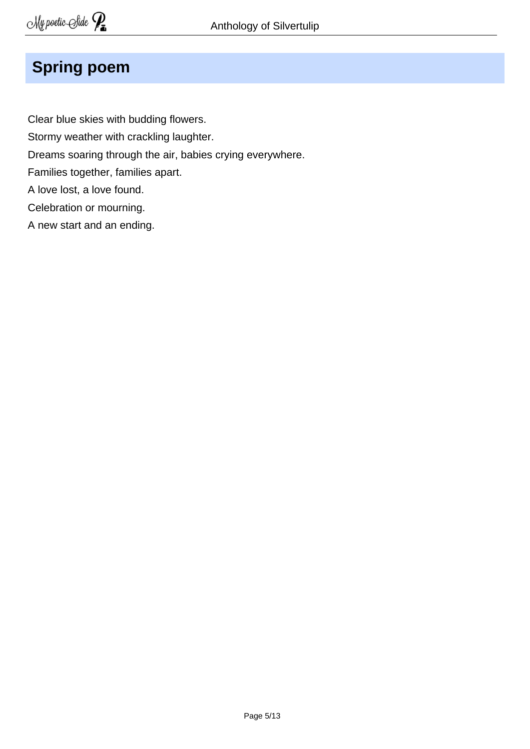## Spring poem

Clear blue skies with budding flowers.

Stormy weather with crackling laughter.

Dreams soaring through the air, babies crying everywhere.

Families together, families apart.

A love lost, a love found.

Celebration or mourning.

A new start and an ending.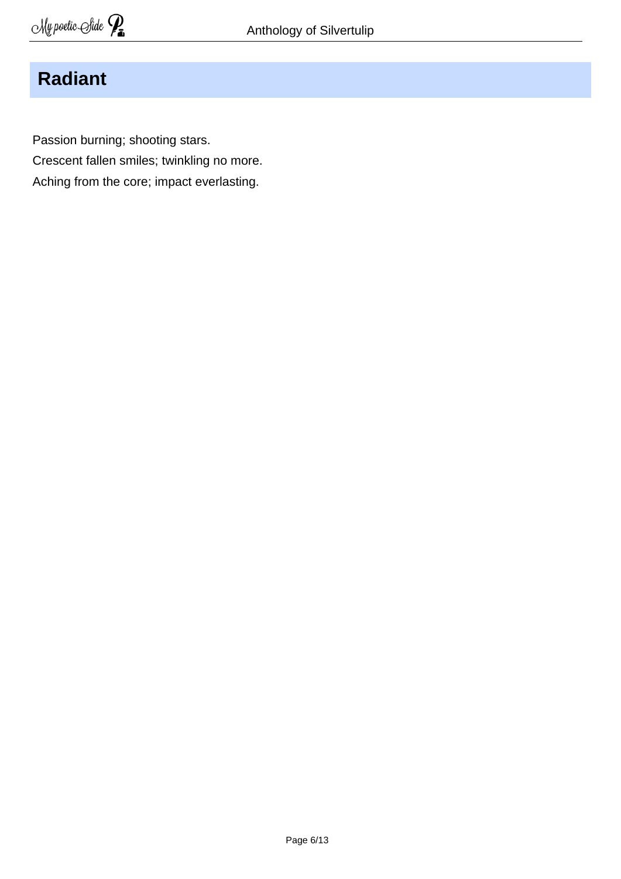## Radiant

Passion burning; shooting stars.  
Crescent fallen smiles; twinkling no more.  
Aching from the core; impact everlasting.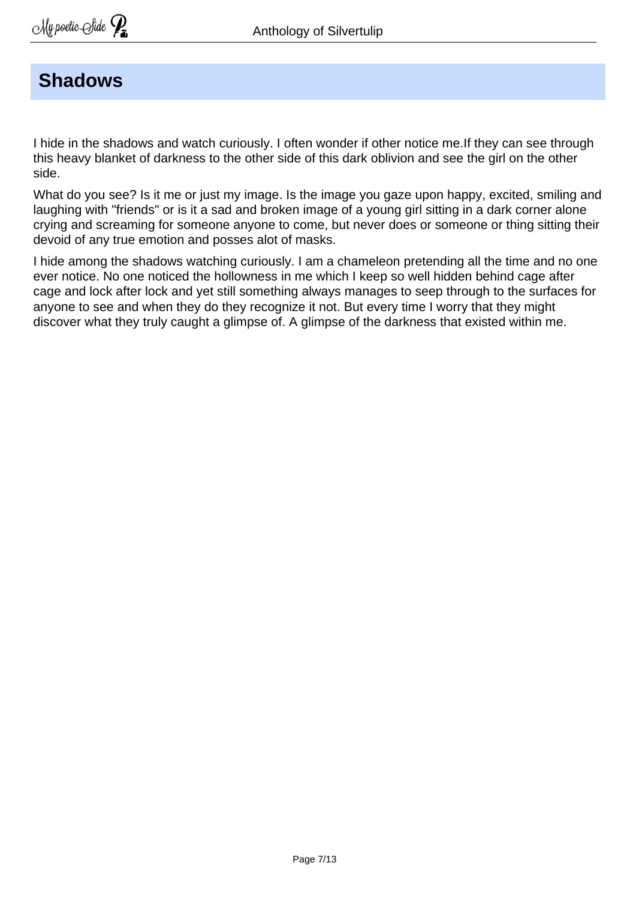## Shadows

I hide in the shadows and watch curiously. I often wonder if other notice me.If they can see through this heavy blanket of darkness to the other side of this dark oblivion and see the girl on the other side.

What do you see? Is it me or just my image. Is the image you gaze upon happy, excited, smiling and laughing with "friends" or is it a sad and broken image of a young girl sitting in a dark corner alone crying and screaming for someone anyone to come, but never does or someone or thing sitting their devoid of any true emotion and posses alot of masks.

I hide among the shadows watching curiously. I am a chameleon pretending all the time and no one ever notice. No one noticed the hollowness in me which I keep so well hidden behind cage after cage and lock after lock and yet still something always manages to seep through to the surfaces for anyone to see and when they do they recognize it not. But every time I worry that they might discover what they truly caught a glimpse of. A glimpse of the darkness that existed within me.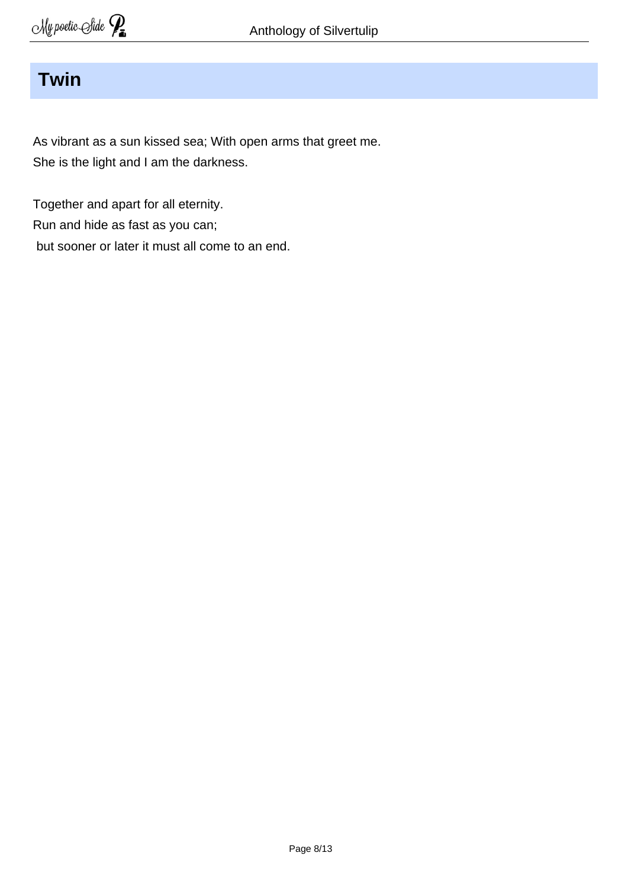## Twin

As vibrant as a sun kissed sea; With open arms that greet me.  
She is the light and I am the darkness.

Together and apart for all eternity.  
Run and hide as fast as you can;  
but sooner or later it must all come to an end.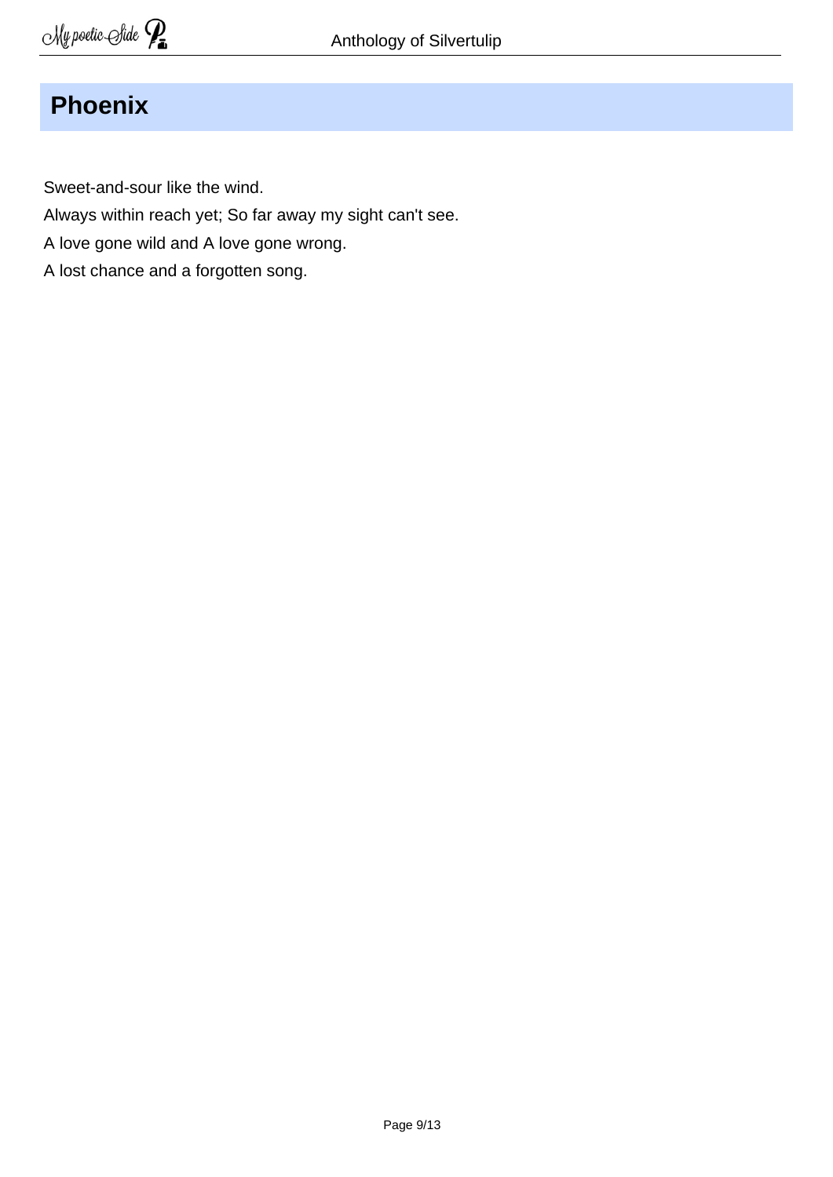## Phoenix

Sweet-and-sour like the wind.

Always within reach yet; So far away my sight can't see.

A love gone wild and A love gone wrong.

A lost chance and a forgotten song.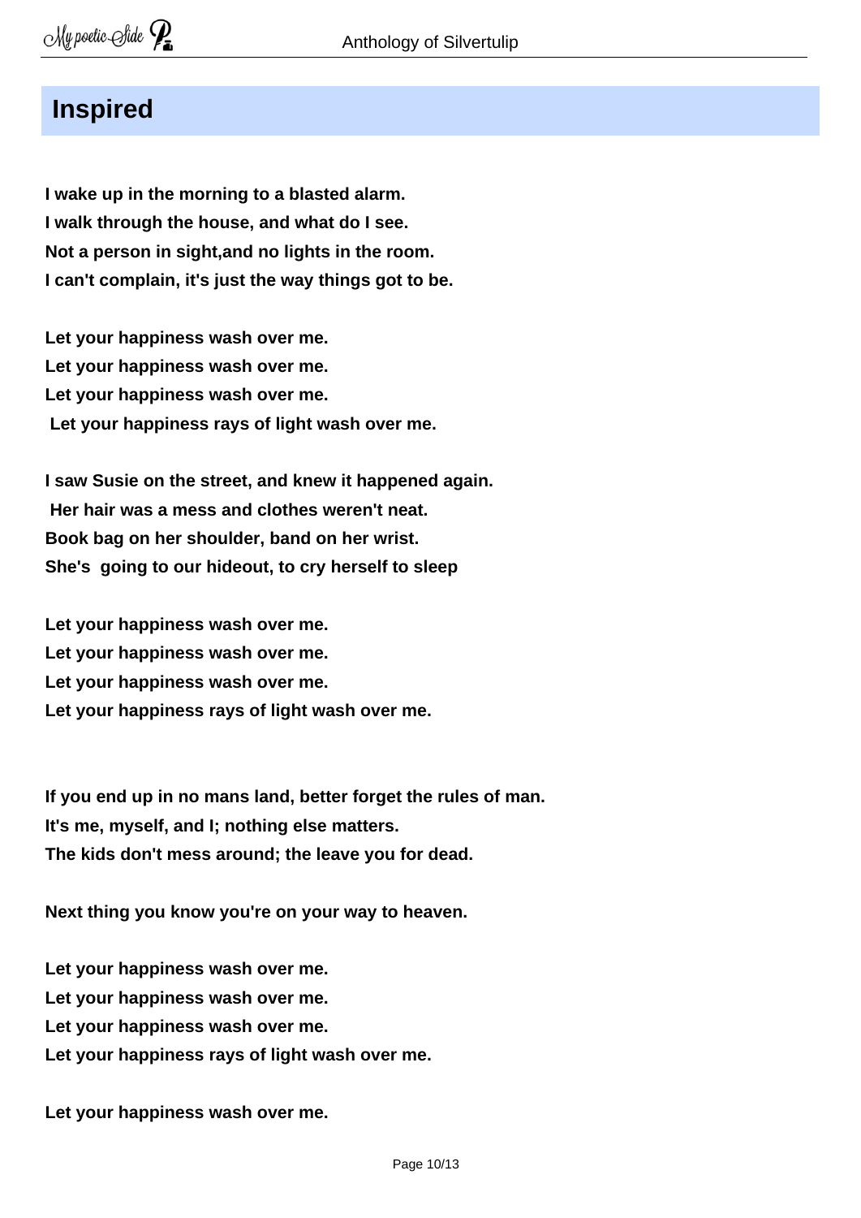## Inspired

**I wake up in the morning to a blasted alarm.**
**I walk through the house, and what do I see.**
**Not a person in sight,and no lights in the room.**
**I can't complain, it's just the way things got to be.**

**Let your happiness wash over me.**
**Let your happiness wash over me.**
**Let your happiness wash over me.**
**Let your happiness rays of light wash over me.**

**I saw Susie on the street, and knew it happened again.**
**Her hair was a mess and clothes weren't neat.**
**Book bag on her shoulder, band on her wrist.**
**She's going to our hideout, to cry herself to sleep**

**Let your happiness wash over me.**
**Let your happiness wash over me.**
**Let your happiness wash over me.**
**Let your happiness rays of light wash over me.**

**If you end up in no mans land, better forget the rules of man.**
**It's me, myself, and I; nothing else matters.**
**The kids don't mess around; the leave you for dead.**

**Next thing you know you're on your way to heaven.**

**Let your happiness wash over me.**
**Let your happiness wash over me.**
**Let your happiness wash over me.**
**Let your happiness rays of light wash over me.**

**Let your happiness wash over me.**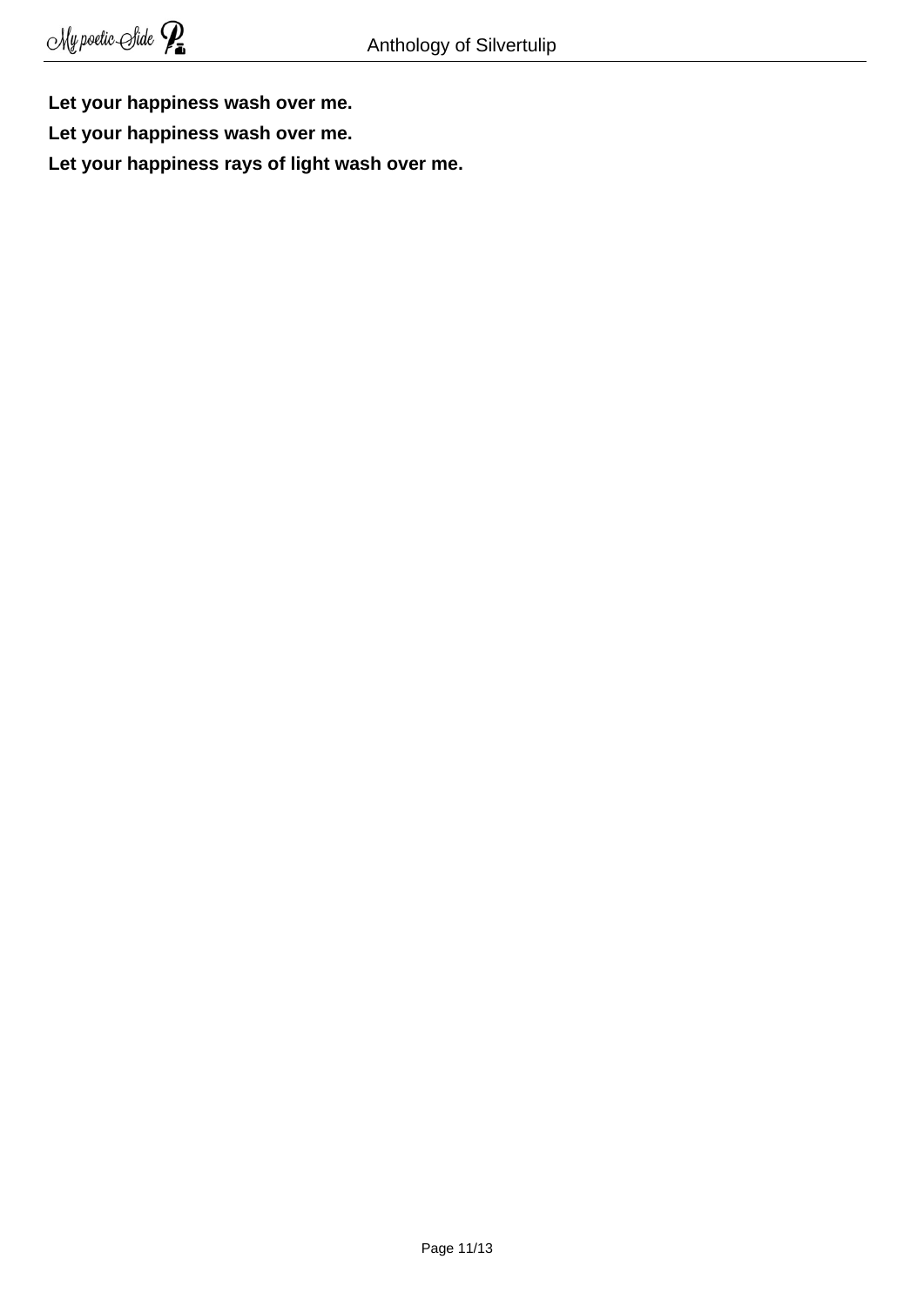**Let your happiness wash over me.**

**Let your happiness wash over me.**

**Let your happiness rays of light wash over me.**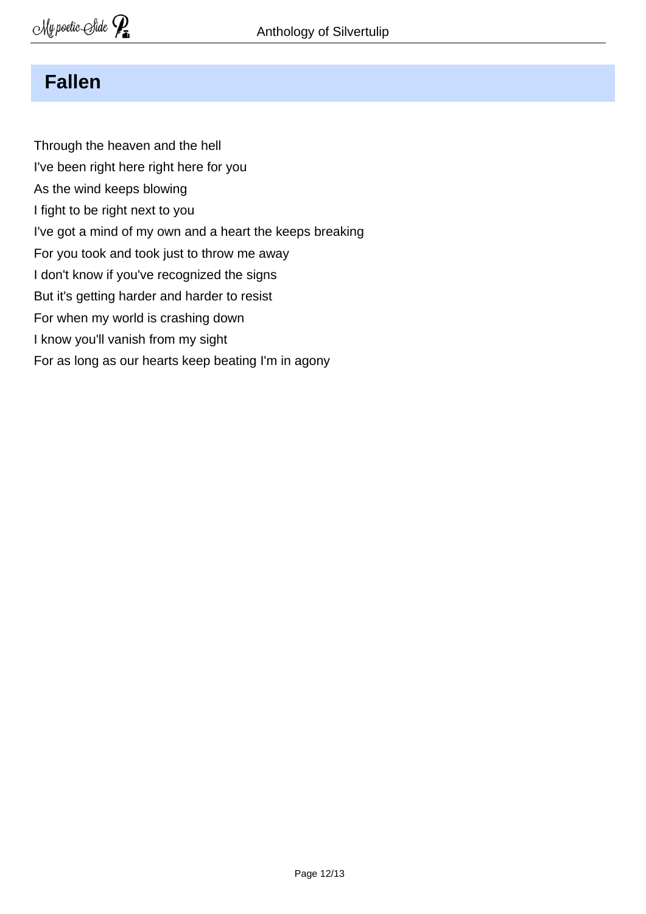# Fallen

Through the heaven and the hell  
I've been right here right here for you  
As the wind keeps blowing  
I fight to be right next to you  
I've got a mind of my own and a heart the keeps breaking  
For you took and took just to throw me away  
I don't know if you've recognized the signs  
But it's getting harder and harder to resist  
For when my world is crashing down  
I know you'll vanish from my sight  
For as long as our hearts keep beating I'm in agony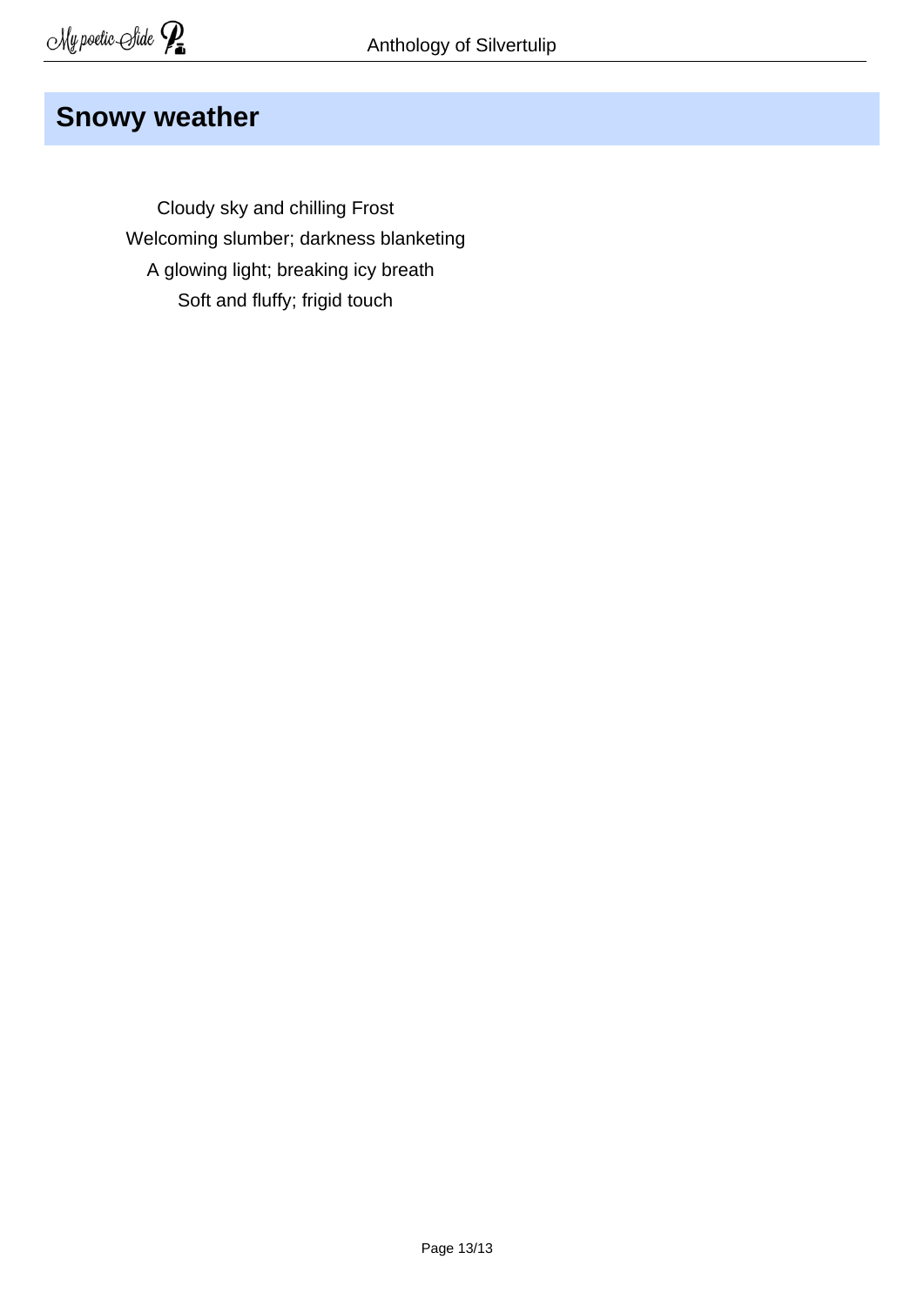## Snowy weather

Cloudy sky and chilling Frost  
Welcoming slumber; darkness blanketing  
A glowing light; breaking icy breath  
Soft and fluffy; frigid touch